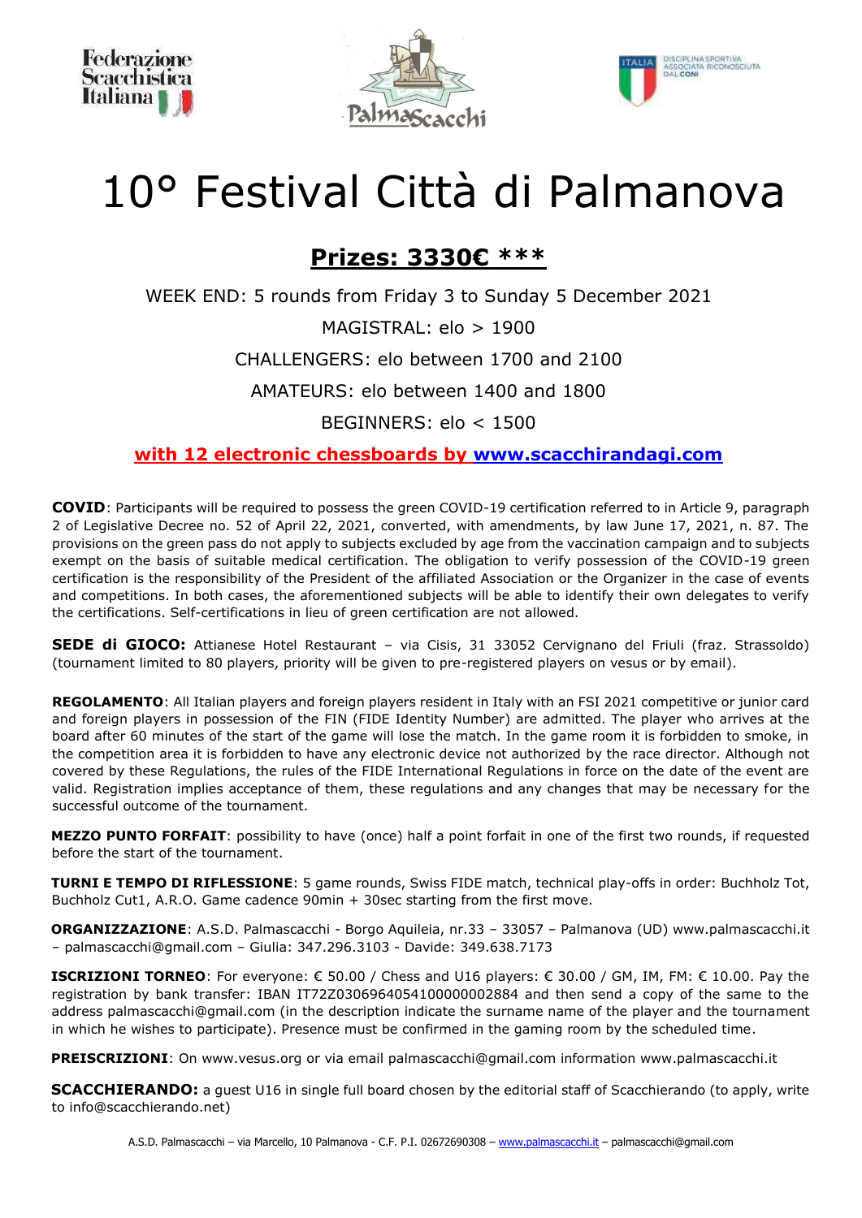Federazione Scacchistica Italiana

PalmaScacchi

ITALIA DISCIPLINA SPORTIVA ASSOCIATA RICONOSCIUTA DAL CONI

# 10° Festival Città di Palmanova

## **Prizes: 3330€ \*\*\***

WEEK END: 5 rounds from Friday 3 to Sunday 5 December 2021

MAGISTRAL: elo > 1900

CHALLENGERS: elo between 1700 and 2100

AMATEURS: elo between 1400 and 1800

BEGINNERS: elo < 1500

**with 12 electronic chessboards by www.scacchirandagi.com**

**COVID**: Participants will be required to possess the green COVID-19 certification referred to in Article 9, paragraph 2 of Legislative Decree no. 52 of April 22, 2021, converted, with amendments, by law June 17, 2021, n. 87. The provisions on the green pass do not apply to subjects excluded by age from the vaccination campaign and to subjects exempt on the basis of suitable medical certification. The obligation to verify possession of the COVID-19 green certification is the responsibility of the President of the affiliated Association or the Organizer in the case of events and competitions. In both cases, the aforementioned subjects will be able to identify their own delegates to verify the certifications. Self-certifications in lieu of green certification are not allowed.

**SEDE di GIOCO:** Attianese Hotel Restaurant – via Cisis, 31 33052 Cervignano del Friuli (fraz. Strassoldo) (tournament limited to 80 players, priority will be given to pre-registered players on vesus or by email).

**REGOLAMENTO**: All Italian players and foreign players resident in Italy with an FSI 2021 competitive or junior card and foreign players in possession of the FIN (FIDE Identity Number) are admitted. The player who arrives at the board after 60 minutes of the start of the game will lose the match. In the game room it is forbidden to smoke, in the competition area it is forbidden to have any electronic device not authorized by the race director. Although not covered by these Regulations, the rules of the FIDE International Regulations in force on the date of the event are valid. Registration implies acceptance of them, these regulations and any changes that may be necessary for the successful outcome of the tournament.

**MEZZO PUNTO FORFAIT**: possibility to have (once) half a point forfait in one of the first two rounds, if requested before the start of the tournament.

**TURNI E TEMPO DI RIFLESSIONE**: 5 game rounds, Swiss FIDE match, technical play-offs in order: Buchholz Tot, Buchholz Cut1, A.R.O. Game cadence 90min + 30sec starting from the first move.

**ORGANIZZAZIONE**: A.S.D. Palmascacchi - Borgo Aquileia, nr.33 – 33057 – Palmanova (UD) www.palmascacchi.it – palmascacchi@gmail.com – Giulia: 347.296.3103 - Davide: 349.638.7173

**ISCRIZIONI TORNEO**: For everyone: € 50.00 / Chess and U16 players: € 30.00 / GM, IM, FM: € 10.00. Pay the registration by bank transfer: IBAN IT72Z0306964054100000002884 and then send a copy of the same to the address palmascacchi@gmail.com (in the description indicate the surname name of the player and the tournament in which he wishes to participate). Presence must be confirmed in the gaming room by the scheduled time.

**PREISCRIZIONI**: On www.vesus.org or via email palmascacchi@gmail.com information www.palmascacchi.it

**SCACCHIERANDO:** a guest U16 in single full board chosen by the editorial staff of Scacchierando (to apply, write to info@scacchierando.net)

A.S.D. Palmascacchi – via Marcello, 10 Palmanova - C.F. P.I. 02672690308 – www.palmascacchi.it – palmascacchi@gmail.com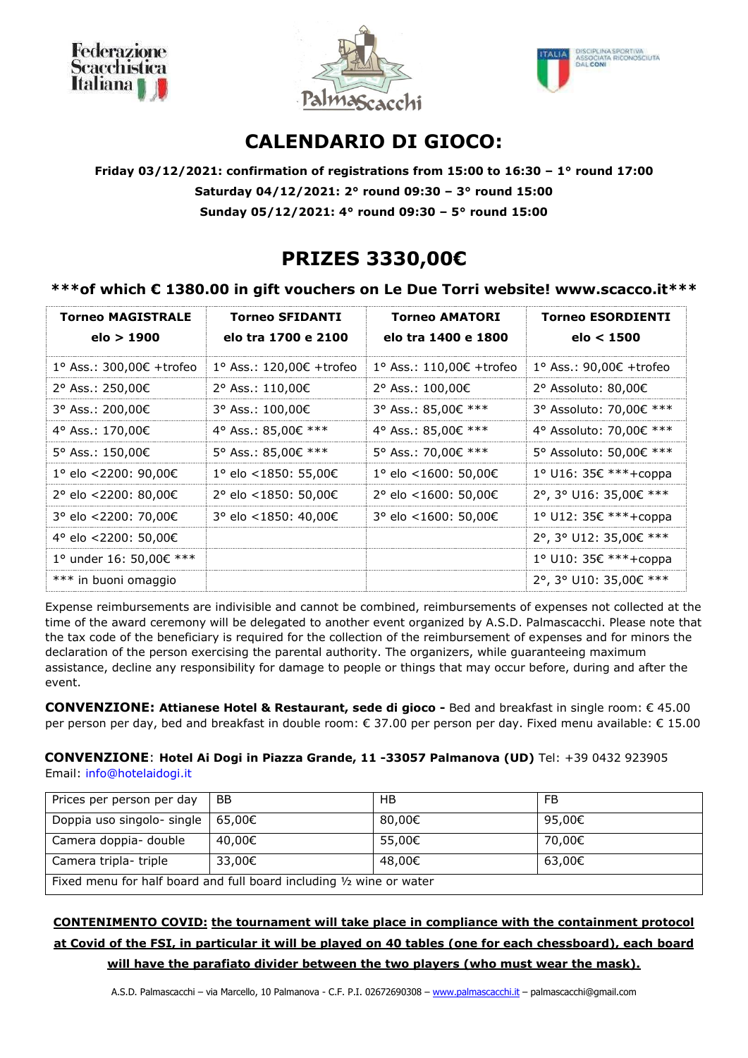# CALENDARIO DI GIOCO:

**Friday 03/12/2021: confirmation of registrations from 15:00 to 16:30 – 1° round 17:00**
**Saturday 04/12/2021: 2° round 09:30 – 3° round 15:00**
**Sunday 05/12/2021: 4° round 09:30 – 5° round 15:00**

# PRIZES 3330,00€

### ***of which € 1380.00 in gift vouchers on Le Due Torri website! www.scacco.it***

| **Torneo MAGISTRALE** elo > 1900 | **Torneo SFIDANTI** elo tra 1700 e 2100 | **Torneo AMATORI** elo tra 1400 e 1800 | **Torneo ESORDIENTI** elo < 1500 |
|---|---|---|---|
| 1° Ass.: 300,00€ +trofeo | 1° Ass.: 120,00€ +trofeo | 1° Ass.: 110,00€ +trofeo | 1° Ass.: 90,00€ +trofeo |
| 2° Ass.: 250,00€ | 2° Ass.: 110,00€ | 2° Ass.: 100,00€ | 2° Assoluto: 80,00€ |
| 3° Ass.: 200,00€ | 3° Ass.: 100,00€ | 3° Ass.: 85,00€ *** | 3° Assoluto: 70,00€ *** |
| 4° Ass.: 170,00€ | 4° Ass.: 85,00€ *** | 4° Ass.: 85,00€ *** | 4° Assoluto: 70,00€ *** |
| 5° Ass.: 150,00€ | 5° Ass.: 85,00€ *** | 5° Ass.: 70,00€ *** | 5° Assoluto: 50,00€ *** |
| 1° elo <2200: 90,00€ | 1° elo <1850: 55,00€ | 1° elo <1600: 50,00€ | 1° U16: 35€ ***+coppa |
| 2° elo <2200: 80,00€ | 2° elo <1850: 50,00€ | 2° elo <1600: 50,00€ | 2°, 3° U16: 35,00€ *** |
| 3° elo <2200: 70,00€ | 3° elo <1850: 40,00€ | 3° elo <1600: 50,00€ | 1° U12: 35€ ***+coppa |
| 4° elo <2200: 50,00€ | | | 2°, 3° U12: 35,00€ *** |
| 1° under 16: 50,00€ *** | | | 1° U10: 35€ ***+coppa |
| *** in buoni omaggio | | | 2°, 3° U10: 35,00€ *** |

Expense reimbursements are indivisible and cannot be combined, reimbursements of expenses not collected at the time of the award ceremony will be delegated to another event organized by A.S.D. Palmascacchi. Please note that the tax code of the beneficiary is required for the collection of the reimbursement of expenses and for minors the declaration of the person exercising the parental authority. The organizers, while guaranteeing maximum assistance, decline any responsibility for damage to people or things that may occur before, during and after the event.

**CONVENZIONE: Attianese Hotel & Restaurant, sede di gioco -** Bed and breakfast in single room: € 45.00 per person per day, bed and breakfast in double room: € 37.00 per person per day. Fixed menu available: € 15.00

**CONVENZIONE**: **Hotel Ai Dogi in Piazza Grande, 11 -33057 Palmanova (UD)** Tel: +39 0432 923905
Email: info@hotelaidogi.it

| Prices per person per day | BB | HB | FB |
|---|---|---|---|
| Doppia uso singolo- single | 65,00€ | 80,00€ | 95,00€ |
| Camera doppia- double | 40,00€ | 55,00€ | 70,00€ |
| Camera tripla- triple | 33,00€ | 48,00€ | 63,00€ |
| Fixed menu for half board and full board including ½ wine or water | | | |

**CONTENIMENTO COVID: the tournament will take place in compliance with the containment protocol at Covid of the FSI, in particular it will be played on 40 tables (one for each chessboard), each board will have the parafiato divider between the two players (who must wear the mask).**

A.S.D. Palmascacchi – via Marcello, 10 Palmanova - C.F. P.I. 02672690308 – www.palmascacchi.it – palmascacchi@gmail.com